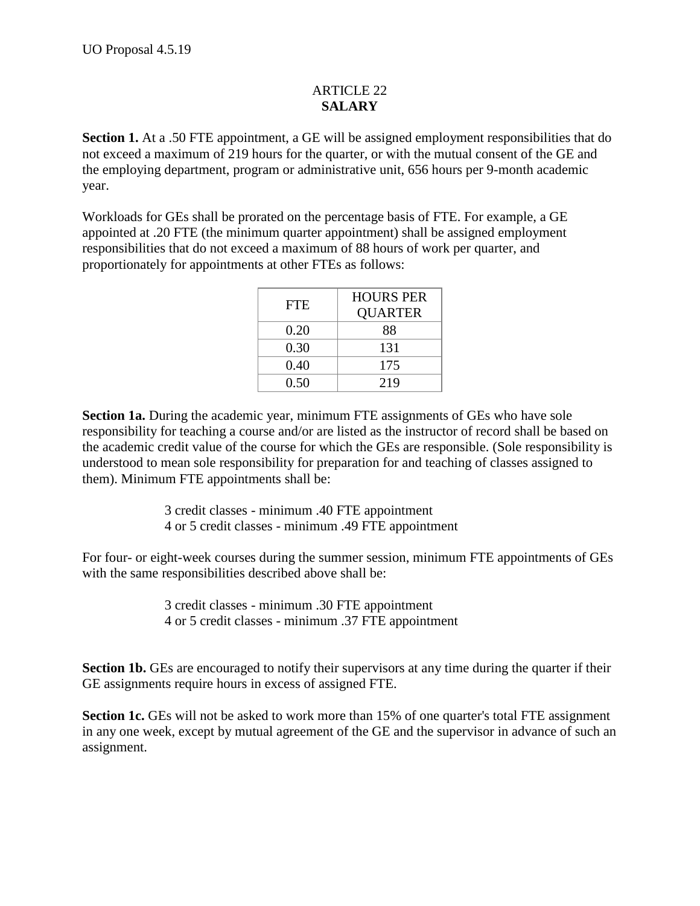UO Proposal 4.5.19

# ARTICLE 22
# **SALARY**

**Section 1.** At a .50 FTE appointment, a GE will be assigned employment responsibilities that do not exceed a maximum of 219 hours for the quarter, or with the mutual consent of the GE and the employing department, program or administrative unit, 656 hours per 9-month academic year.

Workloads for GEs shall be prorated on the percentage basis of FTE. For example, a GE appointed at .20 FTE (the minimum quarter appointment) shall be assigned employment responsibilities that do not exceed a maximum of 88 hours of work per quarter, and proportionately for appointments at other FTEs as follows:

| FTE | HOURS PER QUARTER |
|---|---|
| 0.20 | 88 |
| 0.30 | 131 |
| 0.40 | 175 |
| 0.50 | 219 |

**Section 1a.** During the academic year, minimum FTE assignments of GEs who have sole responsibility for teaching a course and/or are listed as the instructor of record shall be based on the academic credit value of the course for which the GEs are responsible. (Sole responsibility is understood to mean sole responsibility for preparation for and teaching of classes assigned to them). Minimum FTE appointments shall be:

3 credit classes - minimum .40 FTE appointment
4 or 5 credit classes - minimum .49 FTE appointment

For four- or eight-week courses during the summer session, minimum FTE appointments of GEs with the same responsibilities described above shall be:

3 credit classes - minimum .30 FTE appointment
4 or 5 credit classes - minimum .37 FTE appointment

**Section 1b.** GEs are encouraged to notify their supervisors at any time during the quarter if their GE assignments require hours in excess of assigned FTE.

**Section 1c.** GEs will not be asked to work more than 15% of one quarter's total FTE assignment in any one week, except by mutual agreement of the GE and the supervisor in advance of such an assignment.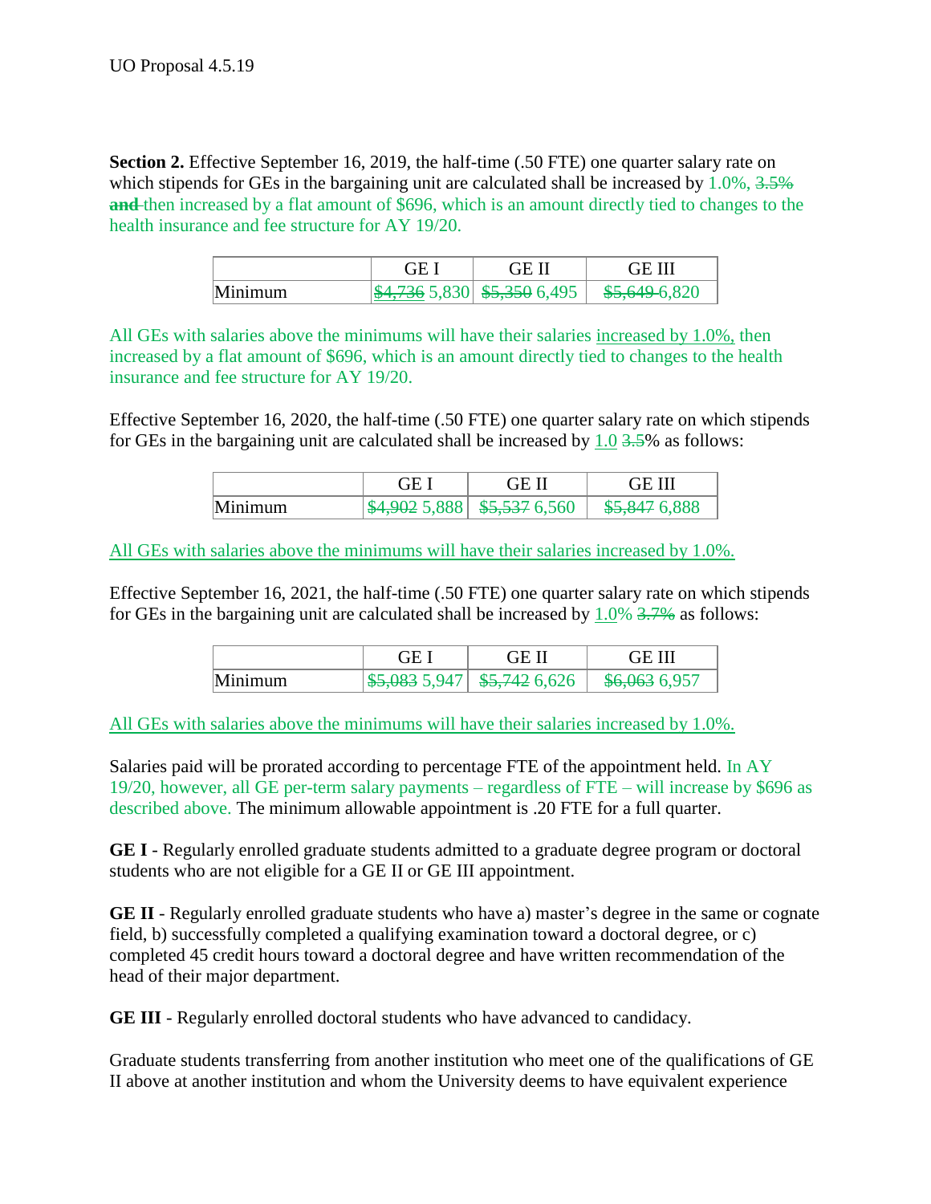UO Proposal 4.5.19

**Section 2.** Effective September 16, 2019, the half-time (.50 FTE) one quarter salary rate on which stipends for GEs in the bargaining unit are calculated shall be increased by 1.0%, ~~3.5%~~ ~~**and**~~ then increased by a flat amount of $696, which is an amount directly tied to changes to the health insurance and fee structure for AY 19/20.

| | GE I | GE II | GE III |
|---|---|---|---|
| Minimum | ~~$4,736~~ 5,830 | ~~$5,350~~ 6,495 | ~~$5,649~~ 6,820 |

All GEs with salaries above the minimums will have their salaries increased by 1.0%, then increased by a flat amount of $696, which is an amount directly tied to changes to the health insurance and fee structure for AY 19/20.

Effective September 16, 2020, the half-time (.50 FTE) one quarter salary rate on which stipends for GEs in the bargaining unit are calculated shall be increased by 1.0 ~~3.5~~% as follows:

| | GE I | GE II | GE III |
|---|---|---|---|
| Minimum | ~~$4,902~~ 5,888 | ~~$5,537~~ 6,560 | ~~$5,847~~ 6,888 |

All GEs with salaries above the minimums will have their salaries increased by 1.0%.

Effective September 16, 2021, the half-time (.50 FTE) one quarter salary rate on which stipends for GEs in the bargaining unit are calculated shall be increased by 1.0% ~~3.7%~~ as follows:

| | GE I | GE II | GE III |
|---|---|---|---|
| Minimum | ~~$5,083~~ 5,947 | ~~$5,742~~ 6,626 | ~~$6,063~~ 6,957 |

All GEs with salaries above the minimums will have their salaries increased by 1.0%.

Salaries paid will be prorated according to percentage FTE of the appointment held. In AY 19/20, however, all GE per-term salary payments – regardless of FTE – will increase by $696 as described above. The minimum allowable appointment is .20 FTE for a full quarter.

**GE I** - Regularly enrolled graduate students admitted to a graduate degree program or doctoral students who are not eligible for a GE II or GE III appointment.

**GE II** - Regularly enrolled graduate students who have a) master's degree in the same or cognate field, b) successfully completed a qualifying examination toward a doctoral degree, or c) completed 45 credit hours toward a doctoral degree and have written recommendation of the head of their major department.

**GE III** - Regularly enrolled doctoral students who have advanced to candidacy.

Graduate students transferring from another institution who meet one of the qualifications of GE II above at another institution and whom the University deems to have equivalent experience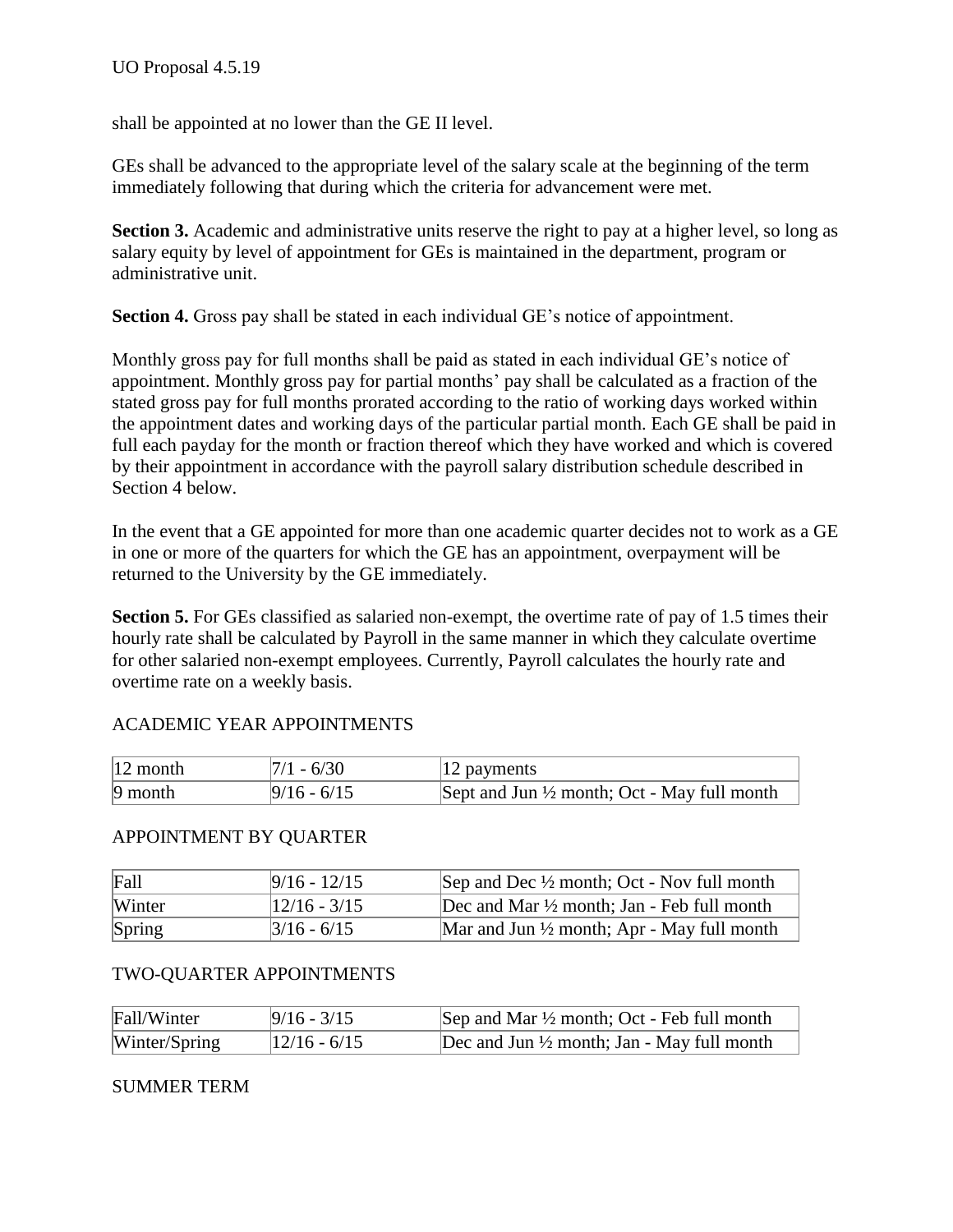shall be appointed at no lower than the GE II level.

GEs shall be advanced to the appropriate level of the salary scale at the beginning of the term immediately following that during which the criteria for advancement were met.

**Section 3.** Academic and administrative units reserve the right to pay at a higher level, so long as salary equity by level of appointment for GEs is maintained in the department, program or administrative unit.

**Section 4.** Gross pay shall be stated in each individual GE's notice of appointment.

Monthly gross pay for full months shall be paid as stated in each individual GE's notice of appointment. Monthly gross pay for partial months' pay shall be calculated as a fraction of the stated gross pay for full months prorated according to the ratio of working days worked within the appointment dates and working days of the particular partial month. Each GE shall be paid in full each payday for the month or fraction thereof which they have worked and which is covered by their appointment in accordance with the payroll salary distribution schedule described in Section 4 below.

In the event that a GE appointed for more than one academic quarter decides not to work as a GE in one or more of the quarters for which the GE has an appointment, overpayment will be returned to the University by the GE immediately.

**Section 5.** For GEs classified as salaried non-exempt, the overtime rate of pay of 1.5 times their hourly rate shall be calculated by Payroll in the same manner in which they calculate overtime for other salaried non-exempt employees. Currently, Payroll calculates the hourly rate and overtime rate on a weekly basis.

ACADEMIC YEAR APPOINTMENTS

| | | |
|---|---|---|
| 12 month | 7/1 - 6/30 | 12 payments |
| 9 month | 9/16 - 6/15 | Sept and Jun ½ month; Oct - May full month |

APPOINTMENT BY QUARTER

| | | |
|---|---|---|
| Fall | 9/16 - 12/15 | Sep and Dec ½ month; Oct - Nov full month |
| Winter | 12/16 - 3/15 | Dec and Mar ½ month; Jan - Feb full month |
| Spring | 3/16 - 6/15 | Mar and Jun ½ month; Apr - May full month |

TWO-QUARTER APPOINTMENTS

| | | |
|---|---|---|
| Fall/Winter | 9/16 - 3/15 | Sep and Mar ½ month; Oct - Feb full month |
| Winter/Spring | 12/16 - 6/15 | Dec and Jun ½ month; Jan - May full month |

SUMMER TERM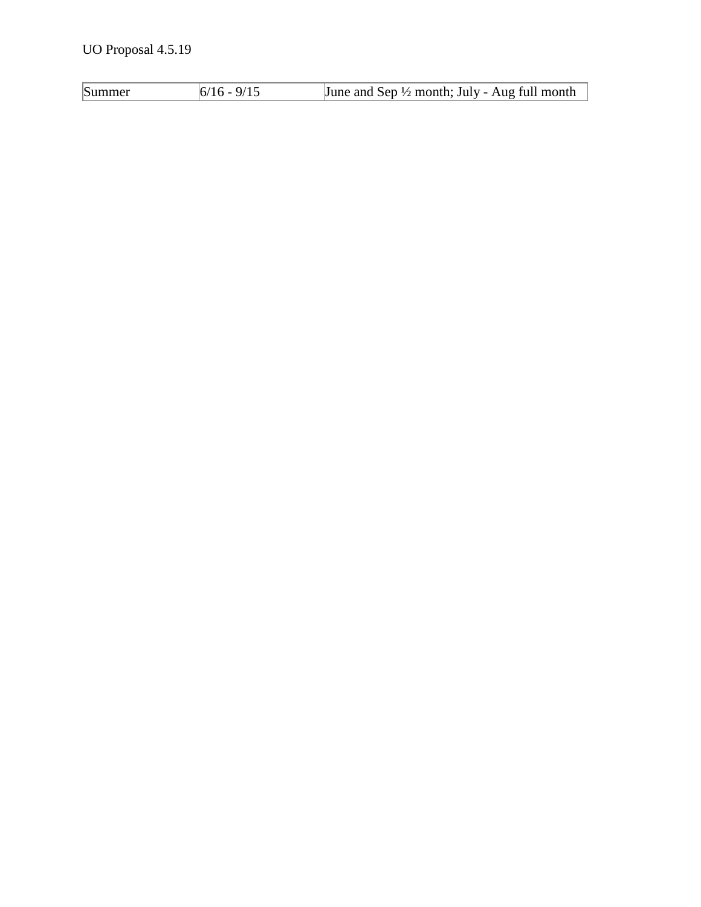| | | |
|---|---|---|
| Summer | 6/16 - 9/15 | June and Sep ½ month; July - Aug full month |